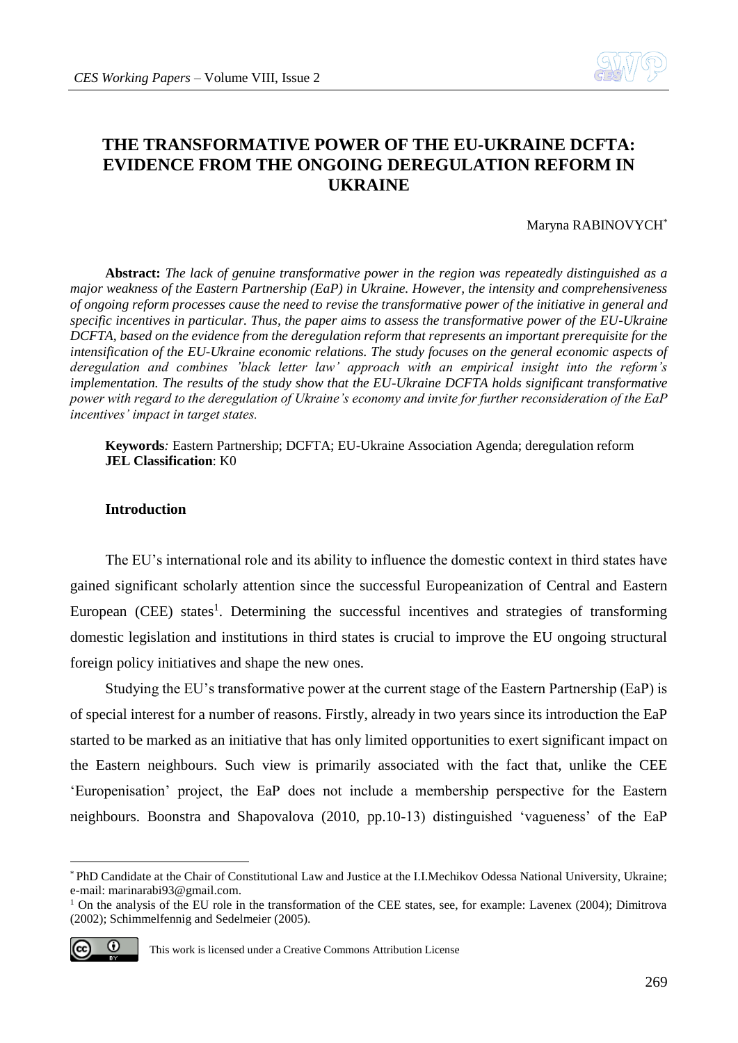# THE TRANSFORMATIVE POWER OF THE EU-UKRAINE DCFTA: EVIDENCE FROM THE ONGOING DEREGULATION REFORM IN UKRAINE

Maryna RABINOVYCH[*]

**Abstract:** *The lack of genuine transformative power in the region was repeatedly distinguished as a major weakness of the Eastern Partnership (EaP) in Ukraine. However, the intensity and comprehensiveness of ongoing reform processes cause the need to revise the transformative power of the initiative in general and specific incentives in particular. Thus, the paper aims to assess the transformative power of the EU-Ukraine DCFTA, based on the evidence from the deregulation reform that represents an important prerequisite for the intensification of the EU-Ukraine economic relations. The study focuses on the general economic aspects of deregulation and combines 'black letter law' approach with an empirical insight into the reform's implementation. The results of the study show that the EU-Ukraine DCFTA holds significant transformative power with regard to the deregulation of Ukraine's economy and invite for further reconsideration of the EaP incentives' impact in target states.*

**Keywords***:* Eastern Partnership; DCFTA; EU-Ukraine Association Agenda; deregulation reform
**JEL Classification**: K0

## Introduction

The EU's international role and its ability to influence the domestic context in third states have gained significant scholarly attention since the successful Europeanization of Central and Eastern European (CEE) states[1]. Determining the successful incentives and strategies of transforming domestic legislation and institutions in third states is crucial to improve the EU ongoing structural foreign policy initiatives and shape the new ones.

Studying the EU's transformative power at the current stage of the Eastern Partnership (EaP) is of special interest for a number of reasons. Firstly, already in two years since its introduction the EaP started to be marked as an initiative that has only limited opportunities to exert significant impact on the Eastern neighbours. Such view is primarily associated with the fact that, unlike the CEE 'Europenisation' project, the EaP does not include a membership perspective for the Eastern neighbours. Boonstra and Shapovalova (2010, pp.10-13) distinguished 'vagueness' of the EaP

---

[*] PhD Candidate at the Chair of Constitutional Law and Justice at the I.I.Mechikov Odessa National University, Ukraine; e-mail: marinarabi93@gmail.com.

[1] On the analysis of the EU role in the transformation of the CEE states, see, for example: Lavenex (2004); Dimitrova (2002); Schimmelfennig and Sedelmeier (2005).

This work is licensed under a Creative Commons Attribution License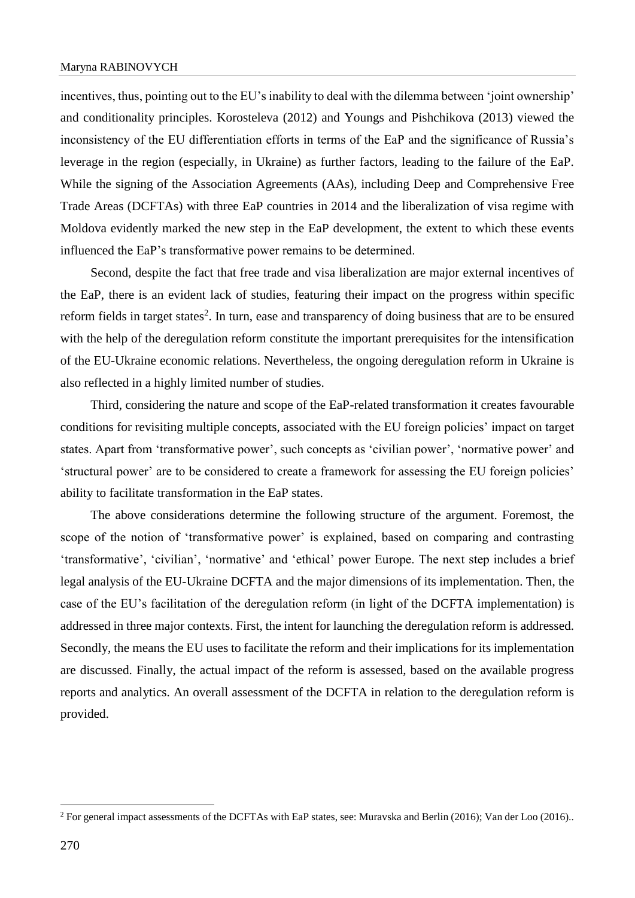incentives, thus, pointing out to the EU's inability to deal with the dilemma between 'joint ownership' and conditionality principles. Korosteleva (2012) and Youngs and Pishchikova (2013) viewed the inconsistency of the EU differentiation efforts in terms of the EaP and the significance of Russia's leverage in the region (especially, in Ukraine) as further factors, leading to the failure of the EaP. While the signing of the Association Agreements (AAs), including Deep and Comprehensive Free Trade Areas (DCFTAs) with three EaP countries in 2014 and the liberalization of visa regime with Moldova evidently marked the new step in the EaP development, the extent to which these events influenced the EaP's transformative power remains to be determined.

Second, despite the fact that free trade and visa liberalization are major external incentives of the EaP, there is an evident lack of studies, featuring their impact on the progress within specific reform fields in target states[2]. In turn, ease and transparency of doing business that are to be ensured with the help of the deregulation reform constitute the important prerequisites for the intensification of the EU-Ukraine economic relations. Nevertheless, the ongoing deregulation reform in Ukraine is also reflected in a highly limited number of studies.

Third, considering the nature and scope of the EaP-related transformation it creates favourable conditions for revisiting multiple concepts, associated with the EU foreign policies' impact on target states. Apart from 'transformative power', such concepts as 'civilian power', 'normative power' and 'structural power' are to be considered to create a framework for assessing the EU foreign policies' ability to facilitate transformation in the EaP states.

The above considerations determine the following structure of the argument. Foremost, the scope of the notion of 'transformative power' is explained, based on comparing and contrasting 'transformative', 'civilian', 'normative' and 'ethical' power Europe. The next step includes a brief legal analysis of the EU-Ukraine DCFTA and the major dimensions of its implementation. Then, the case of the EU's facilitation of the deregulation reform (in light of the DCFTA implementation) is addressed in three major contexts. First, the intent for launching the deregulation reform is addressed. Secondly, the means the EU uses to facilitate the reform and their implications for its implementation are discussed. Finally, the actual impact of the reform is assessed, based on the available progress reports and analytics. An overall assessment of the DCFTA in relation to the deregulation reform is provided.

---

[2] For general impact assessments of the DCFTAs with EaP states, see: Muravska and Berlin (2016); Van der Loo (2016)..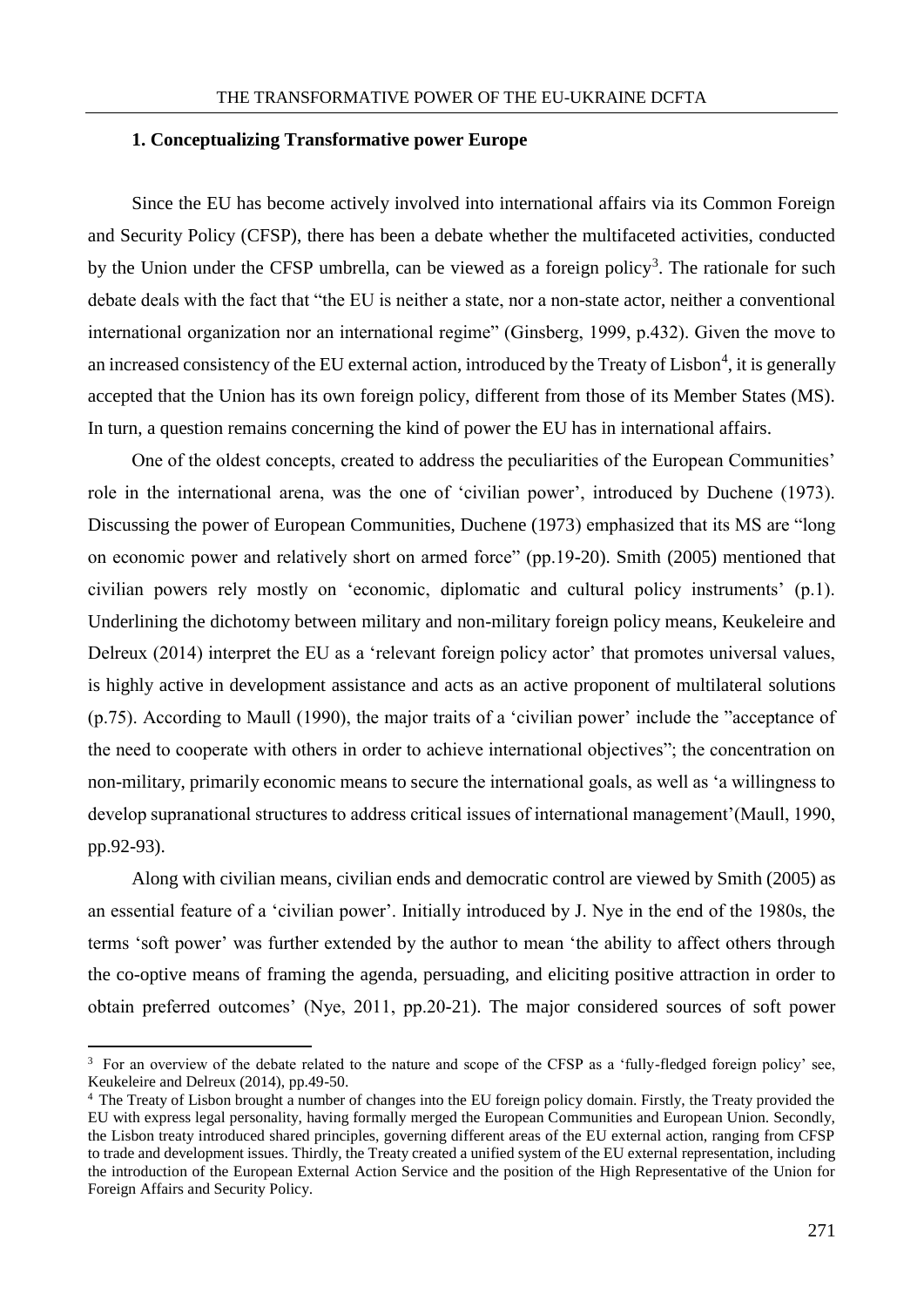### 1. Conceptualizing Transformative power Europe

Since the EU has become actively involved into international affairs via its Common Foreign and Security Policy (CFSP), there has been a debate whether the multifaceted activities, conducted by the Union under the CFSP umbrella, can be viewed as a foreign policy[3]. The rationale for such debate deals with the fact that "the EU is neither a state, nor a non-state actor, neither a conventional international organization nor an international regime" (Ginsberg, 1999, p.432). Given the move to an increased consistency of the EU external action, introduced by the Treaty of Lisbon[4], it is generally accepted that the Union has its own foreign policy, different from those of its Member States (MS). In turn, a question remains concerning the kind of power the EU has in international affairs.

One of the oldest concepts, created to address the peculiarities of the European Communities' role in the international arena, was the one of 'civilian power', introduced by Duchene (1973). Discussing the power of European Communities, Duchene (1973) emphasized that its MS are "long on economic power and relatively short on armed force" (pp.19-20). Smith (2005) mentioned that civilian powers rely mostly on 'economic, diplomatic and cultural policy instruments' (p.1). Underlining the dichotomy between military and non-military foreign policy means, Keukeleire and Delreux (2014) interpret the EU as a 'relevant foreign policy actor' that promotes universal values, is highly active in development assistance and acts as an active proponent of multilateral solutions (p.75). According to Maull (1990), the major traits of a 'civilian power' include the "acceptance of the need to cooperate with others in order to achieve international objectives"; the concentration on non-military, primarily economic means to secure the international goals, as well as 'a willingness to develop supranational structures to address critical issues of international management'(Maull, 1990, pp.92-93).

Along with civilian means, civilian ends and democratic control are viewed by Smith (2005) as an essential feature of a 'civilian power'. Initially introduced by J. Nye in the end of the 1980s, the terms 'soft power' was further extended by the author to mean 'the ability to affect others through the co-optive means of framing the agenda, persuading, and eliciting positive attraction in order to obtain preferred outcomes' (Nye, 2011, pp.20-21). The major considered sources of soft power

---

[3] For an overview of the debate related to the nature and scope of the CFSP as a 'fully-fledged foreign policy' see, Keukeleire and Delreux (2014), pp.49-50.

[4] The Treaty of Lisbon brought a number of changes into the EU foreign policy domain. Firstly, the Treaty provided the EU with express legal personality, having formally merged the European Communities and European Union. Secondly, the Lisbon treaty introduced shared principles, governing different areas of the EU external action, ranging from CFSP to trade and development issues. Thirdly, the Treaty created a unified system of the EU external representation, including the introduction of the European External Action Service and the position of the High Representative of the Union for Foreign Affairs and Security Policy.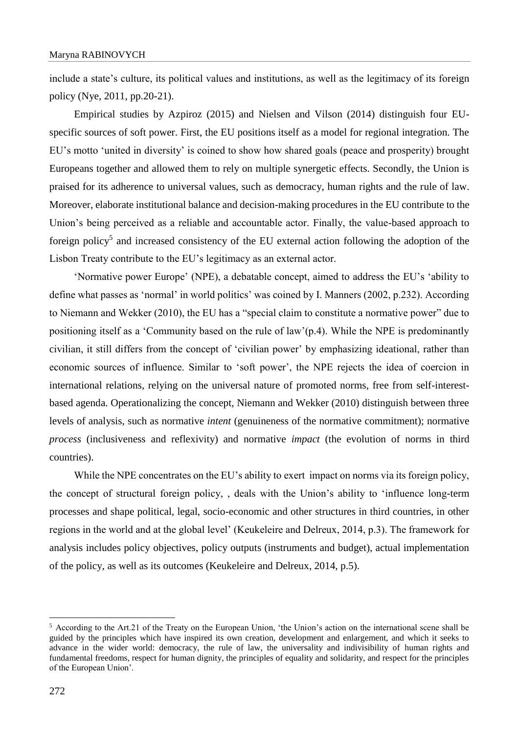include a state's culture, its political values and institutions, as well as the legitimacy of its foreign policy (Nye, 2011, pp.20-21).

Empirical studies by Azpiroz (2015) and Nielsen and Vilson (2014) distinguish four EU-specific sources of soft power. First, the EU positions itself as a model for regional integration. The EU's motto 'united in diversity' is coined to show how shared goals (peace and prosperity) brought Europeans together and allowed them to rely on multiple synergetic effects. Secondly, the Union is praised for its adherence to universal values, such as democracy, human rights and the rule of law. Moreover, elaborate institutional balance and decision-making procedures in the EU contribute to the Union's being perceived as a reliable and accountable actor. Finally, the value-based approach to foreign policy[5] and increased consistency of the EU external action following the adoption of the Lisbon Treaty contribute to the EU's legitimacy as an external actor.

'Normative power Europe' (NPE), a debatable concept, aimed to address the EU's 'ability to define what passes as 'normal' in world politics' was coined by I. Manners (2002, p.232). According to Niemann and Wekker (2010), the EU has a "special claim to constitute a normative power" due to positioning itself as a 'Community based on the rule of law'(p.4). While the NPE is predominantly civilian, it still differs from the concept of 'civilian power' by emphasizing ideational, rather than economic sources of influence. Similar to 'soft power', the NPE rejects the idea of coercion in international relations, relying on the universal nature of promoted norms, free from self-interest-based agenda. Operationalizing the concept, Niemann and Wekker (2010) distinguish between three levels of analysis, such as normative *intent* (genuineness of the normative commitment); normative *process* (inclusiveness and reflexivity) and normative *impact* (the evolution of norms in third countries).

While the NPE concentrates on the EU's ability to exert impact on norms via its foreign policy, the concept of structural foreign policy, , deals with the Union's ability to 'influence long-term processes and shape political, legal, socio-economic and other structures in third countries, in other regions in the world and at the global level' (Keukeleire and Delreux, 2014, p.3). The framework for analysis includes policy objectives, policy outputs (instruments and budget), actual implementation of the policy, as well as its outcomes (Keukeleire and Delreux, 2014, p.5).

[5] According to the Art.21 of the Treaty on the European Union, 'the Union's action on the international scene shall be guided by the principles which have inspired its own creation, development and enlargement, and which it seeks to advance in the wider world: democracy, the rule of law, the universality and indivisibility of human rights and fundamental freedoms, respect for human dignity, the principles of equality and solidarity, and respect for the principles of the European Union'.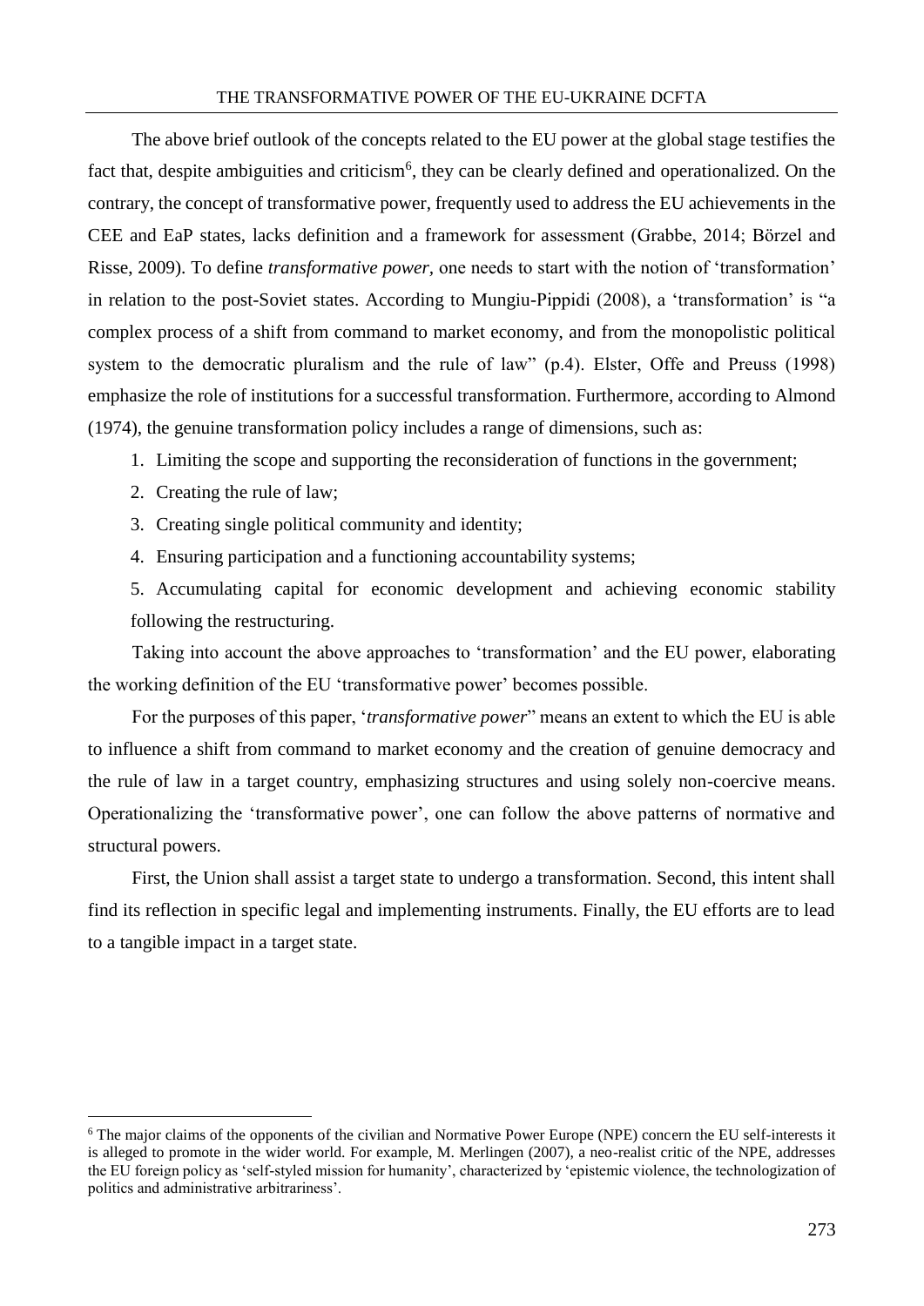The above brief outlook of the concepts related to the EU power at the global stage testifies the fact that, despite ambiguities and criticism[6], they can be clearly defined and operationalized. On the contrary, the concept of transformative power, frequently used to address the EU achievements in the CEE and EaP states, lacks definition and a framework for assessment (Grabbe, 2014; Börzel and Risse, 2009). To define *transformative power,* one needs to start with the notion of 'transformation' in relation to the post-Soviet states. According to Mungiu-Pippidi (2008), a 'transformation' is "a complex process of a shift from command to market economy, and from the monopolistic political system to the democratic pluralism and the rule of law" (p.4). Elster, Offe and Preuss (1998) emphasize the role of institutions for a successful transformation. Furthermore, according to Almond (1974), the genuine transformation policy includes a range of dimensions, such as:

1. Limiting the scope and supporting the reconsideration of functions in the government;
2. Creating the rule of law;
3. Creating single political community and identity;
4. Ensuring participation and a functioning accountability systems;
5. Accumulating capital for economic development and achieving economic stability following the restructuring.

Taking into account the above approaches to 'transformation' and the EU power, elaborating the working definition of the EU 'transformative power' becomes possible.

For the purposes of this paper, '*transformative power*" means an extent to which the EU is able to influence a shift from command to market economy and the creation of genuine democracy and the rule of law in a target country, emphasizing structures and using solely non-coercive means. Operationalizing the 'transformative power', one can follow the above patterns of normative and structural powers.

First, the Union shall assist a target state to undergo a transformation. Second, this intent shall find its reflection in specific legal and implementing instruments. Finally, the EU efforts are to lead to a tangible impact in a target state.

---

[6] The major claims of the opponents of the civilian and Normative Power Europe (NPE) concern the EU self-interests it is alleged to promote in the wider world. For example, M. Merlingen (2007), a neo-realist critic of the NPE, addresses the EU foreign policy as 'self-styled mission for humanity', characterized by 'epistemic violence, the technologization of politics and administrative arbitrariness'.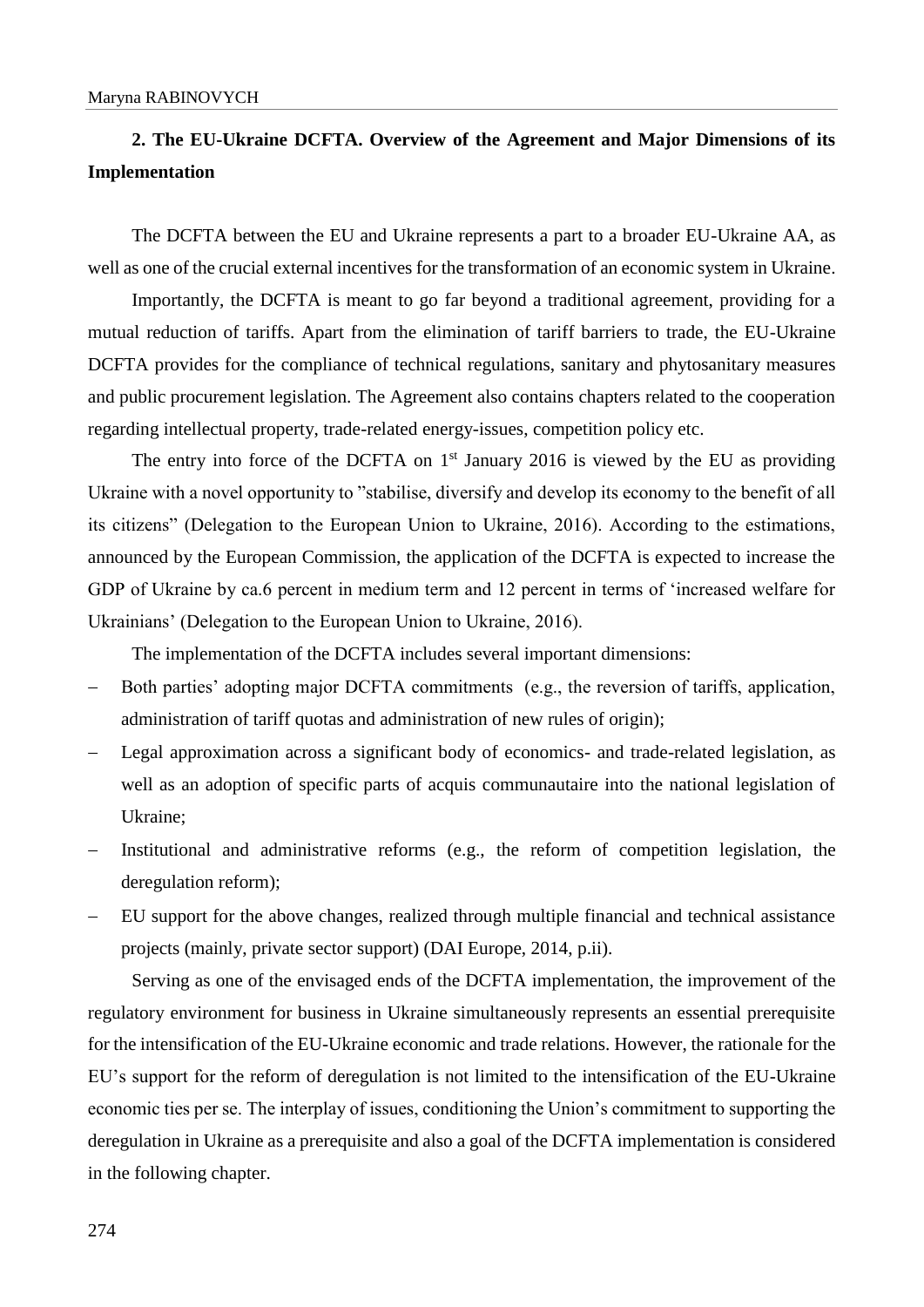## 2. The EU-Ukraine DCFTA. Overview of the Agreement and Major Dimensions of its Implementation

The DCFTA between the EU and Ukraine represents a part to a broader EU-Ukraine AA, as well as one of the crucial external incentives for the transformation of an economic system in Ukraine.

Importantly, the DCFTA is meant to go far beyond a traditional agreement, providing for a mutual reduction of tariffs. Apart from the elimination of tariff barriers to trade, the EU-Ukraine DCFTA provides for the compliance of technical regulations, sanitary and phytosanitary measures and public procurement legislation. The Agreement also contains chapters related to the cooperation regarding intellectual property, trade-related energy-issues, competition policy etc.

The entry into force of the DCFTA on 1st January 2016 is viewed by the EU as providing Ukraine with a novel opportunity to "stabilise, diversify and develop its economy to the benefit of all its citizens" (Delegation to the European Union to Ukraine, 2016). According to the estimations, announced by the European Commission, the application of the DCFTA is expected to increase the GDP of Ukraine by ca.6 percent in medium term and 12 percent in terms of 'increased welfare for Ukrainians' (Delegation to the European Union to Ukraine, 2016).

The implementation of the DCFTA includes several important dimensions:

- Both parties' adopting major DCFTA commitments (e.g., the reversion of tariffs, application, administration of tariff quotas and administration of new rules of origin);
- Legal approximation across a significant body of economics- and trade-related legislation, as well as an adoption of specific parts of acquis communautaire into the national legislation of Ukraine;
- Institutional and administrative reforms (e.g., the reform of competition legislation, the deregulation reform);
- EU support for the above changes, realized through multiple financial and technical assistance projects (mainly, private sector support) (DAI Europe, 2014, p.ii).

Serving as one of the envisaged ends of the DCFTA implementation, the improvement of the regulatory environment for business in Ukraine simultaneously represents an essential prerequisite for the intensification of the EU-Ukraine economic and trade relations. However, the rationale for the EU's support for the reform of deregulation is not limited to the intensification of the EU-Ukraine economic ties per se. The interplay of issues, conditioning the Union's commitment to supporting the deregulation in Ukraine as a prerequisite and also a goal of the DCFTA implementation is considered in the following chapter.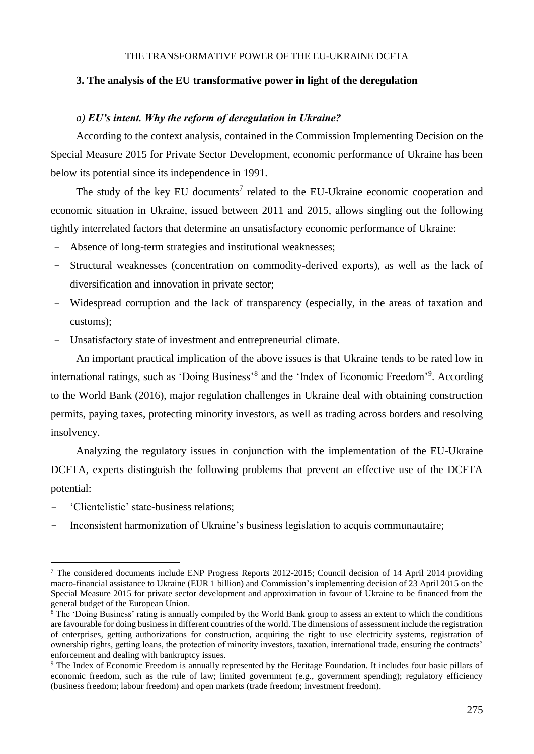### 3. The analysis of the EU transformative power in light of the deregulation

#### *a) EU's intent. Why the reform of deregulation in Ukraine?*

According to the context analysis, contained in the Commission Implementing Decision on the Special Measure 2015 for Private Sector Development, economic performance of Ukraine has been below its potential since its independence in 1991.

The study of the key EU documents[7] related to the EU-Ukraine economic cooperation and economic situation in Ukraine, issued between 2011 and 2015, allows singling out the following tightly interrelated factors that determine an unsatisfactory economic performance of Ukraine:

- Absence of long-term strategies and institutional weaknesses;
- Structural weaknesses (concentration on commodity-derived exports), as well as the lack of diversification and innovation in private sector;
- Widespread corruption and the lack of transparency (especially, in the areas of taxation and customs);
- Unsatisfactory state of investment and entrepreneurial climate.

An important practical implication of the above issues is that Ukraine tends to be rated low in international ratings, such as 'Doing Business'[8] and the 'Index of Economic Freedom'[9]. According to the World Bank (2016), major regulation challenges in Ukraine deal with obtaining construction permits, paying taxes, protecting minority investors, as well as trading across borders and resolving insolvency.

Analyzing the regulatory issues in conjunction with the implementation of the EU-Ukraine DCFTA, experts distinguish the following problems that prevent an effective use of the DCFTA potential:

- 'Clientelistic' state-business relations;
- Inconsistent harmonization of Ukraine's business legislation to acquis communautaire;

---

[7] The considered documents include ENP Progress Reports 2012-2015; Council decision of 14 April 2014 providing macro-financial assistance to Ukraine (EUR 1 billion) and Commission's implementing decision of 23 April 2015 on the Special Measure 2015 for private sector development and approximation in favour of Ukraine to be financed from the general budget of the European Union.

[8] The 'Doing Business' rating is annually compiled by the World Bank group to assess an extent to which the conditions are favourable for doing business in different countries of the world. The dimensions of assessment include the registration of enterprises, getting authorizations for construction, acquiring the right to use electricity systems, registration of ownership rights, getting loans, the protection of minority investors, taxation, international trade, ensuring the contracts' enforcement and dealing with bankruptcy issues.

[9] The Index of Economic Freedom is annually represented by the Heritage Foundation. It includes four basic pillars of economic freedom, such as the rule of law; limited government (e.g., government spending); regulatory efficiency (business freedom; labour freedom) and open markets (trade freedom; investment freedom).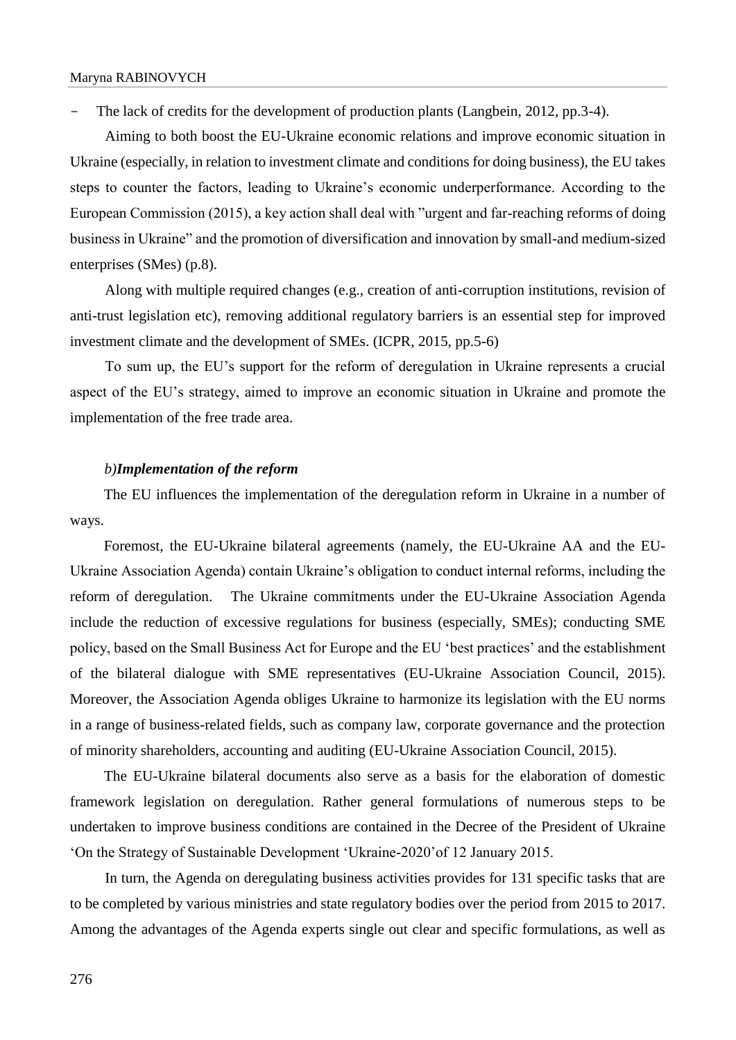- The lack of credits for the development of production plants (Langbein, 2012, pp.3-4).

Aiming to both boost the EU-Ukraine economic relations and improve economic situation in Ukraine (especially, in relation to investment climate and conditions for doing business), the EU takes steps to counter the factors, leading to Ukraine's economic underperformance. According to the European Commission (2015), a key action shall deal with "urgent and far-reaching reforms of doing business in Ukraine" and the promotion of diversification and innovation by small-and medium-sized enterprises (SMes) (p.8).

Along with multiple required changes (e.g., creation of anti-corruption institutions, revision of anti-trust legislation etc), removing additional regulatory barriers is an essential step for improved investment climate and the development of SMEs. (ICPR, 2015, pp.5-6)

To sum up, the EU's support for the reform of deregulation in Ukraine represents a crucial aspect of the EU's strategy, aimed to improve an economic situation in Ukraine and promote the implementation of the free trade area.

### *b)Implementation of the reform*

The EU influences the implementation of the deregulation reform in Ukraine in a number of ways.

Foremost, the EU-Ukraine bilateral agreements (namely, the EU-Ukraine AA and the EU-Ukraine Association Agenda) contain Ukraine's obligation to conduct internal reforms, including the reform of deregulation. The Ukraine commitments under the EU-Ukraine Association Agenda include the reduction of excessive regulations for business (especially, SMEs); conducting SME policy, based on the Small Business Act for Europe and the EU 'best practices' and the establishment of the bilateral dialogue with SME representatives (EU-Ukraine Association Council, 2015). Moreover, the Association Agenda obliges Ukraine to harmonize its legislation with the EU norms in a range of business-related fields, such as company law, corporate governance and the protection of minority shareholders, accounting and auditing (EU-Ukraine Association Council, 2015).

The EU-Ukraine bilateral documents also serve as a basis for the elaboration of domestic framework legislation on deregulation. Rather general formulations of numerous steps to be undertaken to improve business conditions are contained in the Decree of the President of Ukraine 'On the Strategy of Sustainable Development 'Ukraine-2020'of 12 January 2015.

In turn, the Agenda on deregulating business activities provides for 131 specific tasks that are to be completed by various ministries and state regulatory bodies over the period from 2015 to 2017. Among the advantages of the Agenda experts single out clear and specific formulations, as well as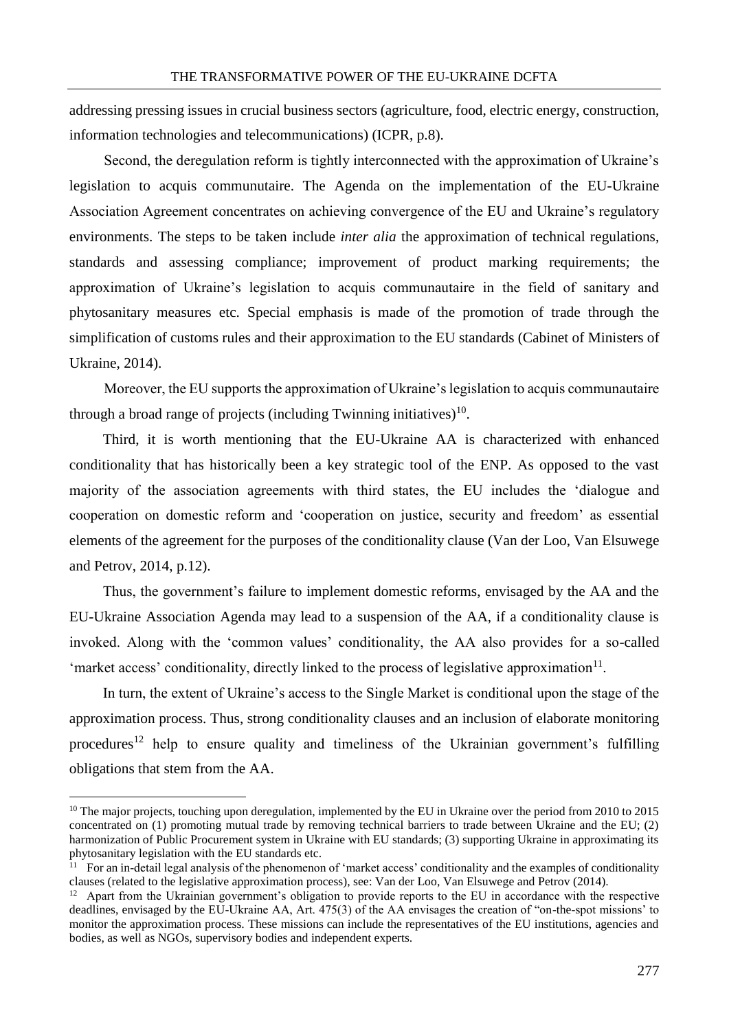addressing pressing issues in crucial business sectors (agriculture, food, electric energy, construction, information technologies and telecommunications) (ICPR, p.8).

Second, the deregulation reform is tightly interconnected with the approximation of Ukraine's legislation to acquis communutaire. The Agenda on the implementation of the EU-Ukraine Association Agreement concentrates on achieving convergence of the EU and Ukraine's regulatory environments. The steps to be taken include *inter alia* the approximation of technical regulations, standards and assessing compliance; improvement of product marking requirements; the approximation of Ukraine's legislation to acquis communautaire in the field of sanitary and phytosanitary measures etc. Special emphasis is made of the promotion of trade through the simplification of customs rules and their approximation to the EU standards (Cabinet of Ministers of Ukraine, 2014).

Moreover, the EU supports the approximation of Ukraine's legislation to acquis communautaire through a broad range of projects (including Twinning initiatives)[10].

Third, it is worth mentioning that the EU-Ukraine AA is characterized with enhanced conditionality that has historically been a key strategic tool of the ENP. As opposed to the vast majority of the association agreements with third states, the EU includes the 'dialogue and cooperation on domestic reform and 'cooperation on justice, security and freedom' as essential elements of the agreement for the purposes of the conditionality clause (Van der Loo, Van Elsuwege and Petrov, 2014, p.12).

Thus, the government's failure to implement domestic reforms, envisaged by the AA and the EU-Ukraine Association Agenda may lead to a suspension of the AA, if a conditionality clause is invoked. Along with the 'common values' conditionality, the AA also provides for a so-called 'market access' conditionality, directly linked to the process of legislative approximation[11].

In turn, the extent of Ukraine's access to the Single Market is conditional upon the stage of the approximation process. Thus, strong conditionality clauses and an inclusion of elaborate monitoring procedures[12] help to ensure quality and timeliness of the Ukrainian government's fulfilling obligations that stem from the AA.

---

[10] The major projects, touching upon deregulation, implemented by the EU in Ukraine over the period from 2010 to 2015 concentrated on (1) promoting mutual trade by removing technical barriers to trade between Ukraine and the EU; (2) harmonization of Public Procurement system in Ukraine with EU standards; (3) supporting Ukraine in approximating its phytosanitary legislation with the EU standards etc.

[11] For an in-detail legal analysis of the phenomenon of 'market access' conditionality and the examples of conditionality clauses (related to the legislative approximation process), see: Van der Loo, Van Elsuwege and Petrov (2014).

[12] Apart from the Ukrainian government's obligation to provide reports to the EU in accordance with the respective deadlines, envisaged by the EU-Ukraine AA, Art. 475(3) of the AA envisages the creation of "on-the-spot missions' to monitor the approximation process. These missions can include the representatives of the EU institutions, agencies and bodies, as well as NGOs, supervisory bodies and independent experts.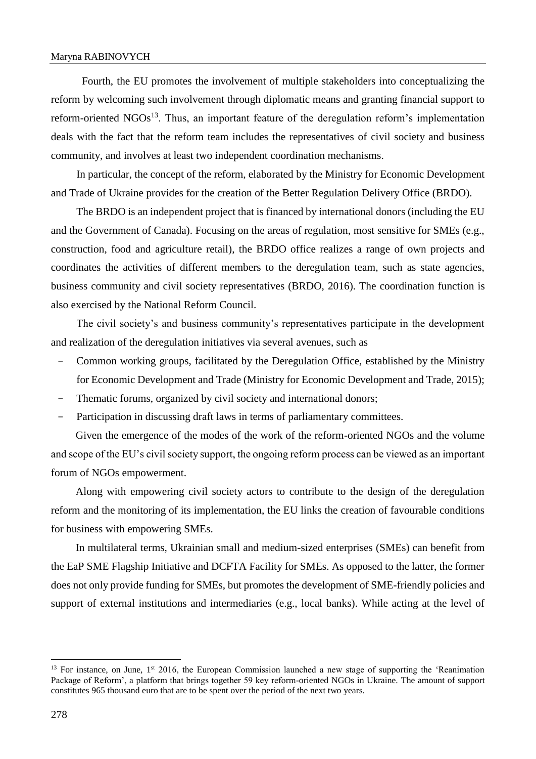Fourth, the EU promotes the involvement of multiple stakeholders into conceptualizing the reform by welcoming such involvement through diplomatic means and granting financial support to reform-oriented NGOs[13]. Thus, an important feature of the deregulation reform's implementation deals with the fact that the reform team includes the representatives of civil society and business community, and involves at least two independent coordination mechanisms.

In particular, the concept of the reform, elaborated by the Ministry for Economic Development and Trade of Ukraine provides for the creation of the Better Regulation Delivery Office (BRDO).

The BRDO is an independent project that is financed by international donors (including the EU and the Government of Canada). Focusing on the areas of regulation, most sensitive for SMEs (e.g., construction, food and agriculture retail), the BRDO office realizes a range of own projects and coordinates the activities of different members to the deregulation team, such as state agencies, business community and civil society representatives (BRDO, 2016). The coordination function is also exercised by the National Reform Council.

The civil society's and business community's representatives participate in the development and realization of the deregulation initiatives via several avenues, such as

- Common working groups, facilitated by the Deregulation Office, established by the Ministry for Economic Development and Trade (Ministry for Economic Development and Trade, 2015);
- Thematic forums, organized by civil society and international donors;
- Participation in discussing draft laws in terms of parliamentary committees.

Given the emergence of the modes of the work of the reform-oriented NGOs and the volume and scope of the EU's civil society support, the ongoing reform process can be viewed as an important forum of NGOs empowerment.

Along with empowering civil society actors to contribute to the design of the deregulation reform and the monitoring of its implementation, the EU links the creation of favourable conditions for business with empowering SMEs.

In multilateral terms, Ukrainian small and medium-sized enterprises (SMEs) can benefit from the EaP SME Flagship Initiative and DCFTA Facility for SMEs. As opposed to the latter, the former does not only provide funding for SMEs, but promotes the development of SME-friendly policies and support of external institutions and intermediaries (e.g., local banks). While acting at the level of

---

[13] For instance, on June, 1st 2016, the European Commission launched a new stage of supporting the 'Reanimation Package of Reform', a platform that brings together 59 key reform-oriented NGOs in Ukraine. The amount of support constitutes 965 thousand euro that are to be spent over the period of the next two years.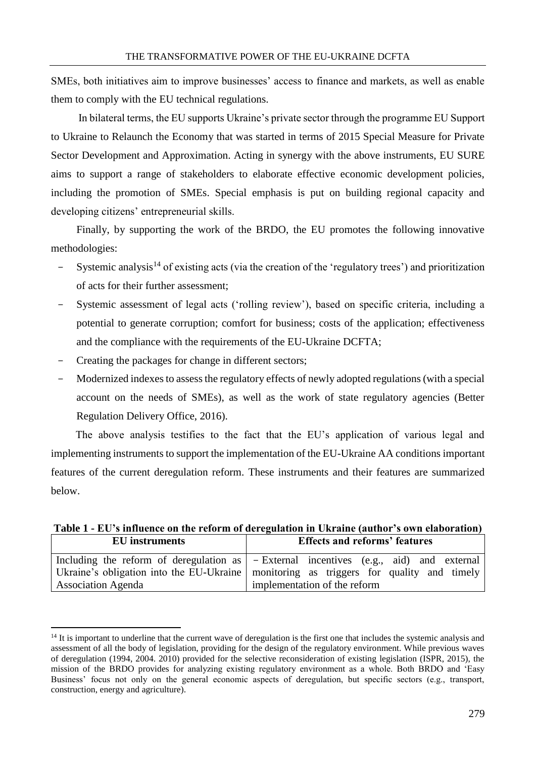SMEs, both initiatives aim to improve businesses' access to finance and markets, as well as enable them to comply with the EU technical regulations.

In bilateral terms, the EU supports Ukraine's private sector through the programme EU Support to Ukraine to Relaunch the Economy that was started in terms of 2015 Special Measure for Private Sector Development and Approximation. Acting in synergy with the above instruments, EU SURE aims to support a range of stakeholders to elaborate effective economic development policies, including the promotion of SMEs. Special emphasis is put on building regional capacity and developing citizens' entrepreneurial skills.

Finally, by supporting the work of the BRDO, the EU promotes the following innovative methodologies:

- Systemic analysis[14] of existing acts (via the creation of the 'regulatory trees') and prioritization of acts for their further assessment;
- Systemic assessment of legal acts ('rolling review'), based on specific criteria, including a potential to generate corruption; comfort for business; costs of the application; effectiveness and the compliance with the requirements of the EU-Ukraine DCFTA;
- Creating the packages for change in different sectors;
- Modernized indexes to assess the regulatory effects of newly adopted regulations (with a special account on the needs of SMEs), as well as the work of state regulatory agencies (Better Regulation Delivery Office, 2016).

The above analysis testifies to the fact that the EU's application of various legal and implementing instruments to support the implementation of the EU-Ukraine AA conditions important features of the current deregulation reform. These instruments and their features are summarized below.

**Table 1 - EU's influence on the reform of deregulation in Ukraine (author's own elaboration)**

| EU instruments | Effects and reforms' features |
|---|---|
| Including the reform of deregulation as Ukraine's obligation into the EU-Ukraine Association Agenda | – External incentives (e.g., aid) and external monitoring as triggers for quality and timely implementation of the reform |

[14] It is important to underline that the current wave of deregulation is the first one that includes the systemic analysis and assessment of all the body of legislation, providing for the design of the regulatory environment. While previous waves of deregulation (1994, 2004. 2010) provided for the selective reconsideration of existing legislation (ISPR, 2015), the mission of the BRDO provides for analyzing existing regulatory environment as a whole. Both BRDO and 'Easy Business' focus not only on the general economic aspects of deregulation, but specific sectors (e.g., transport, construction, energy and agriculture).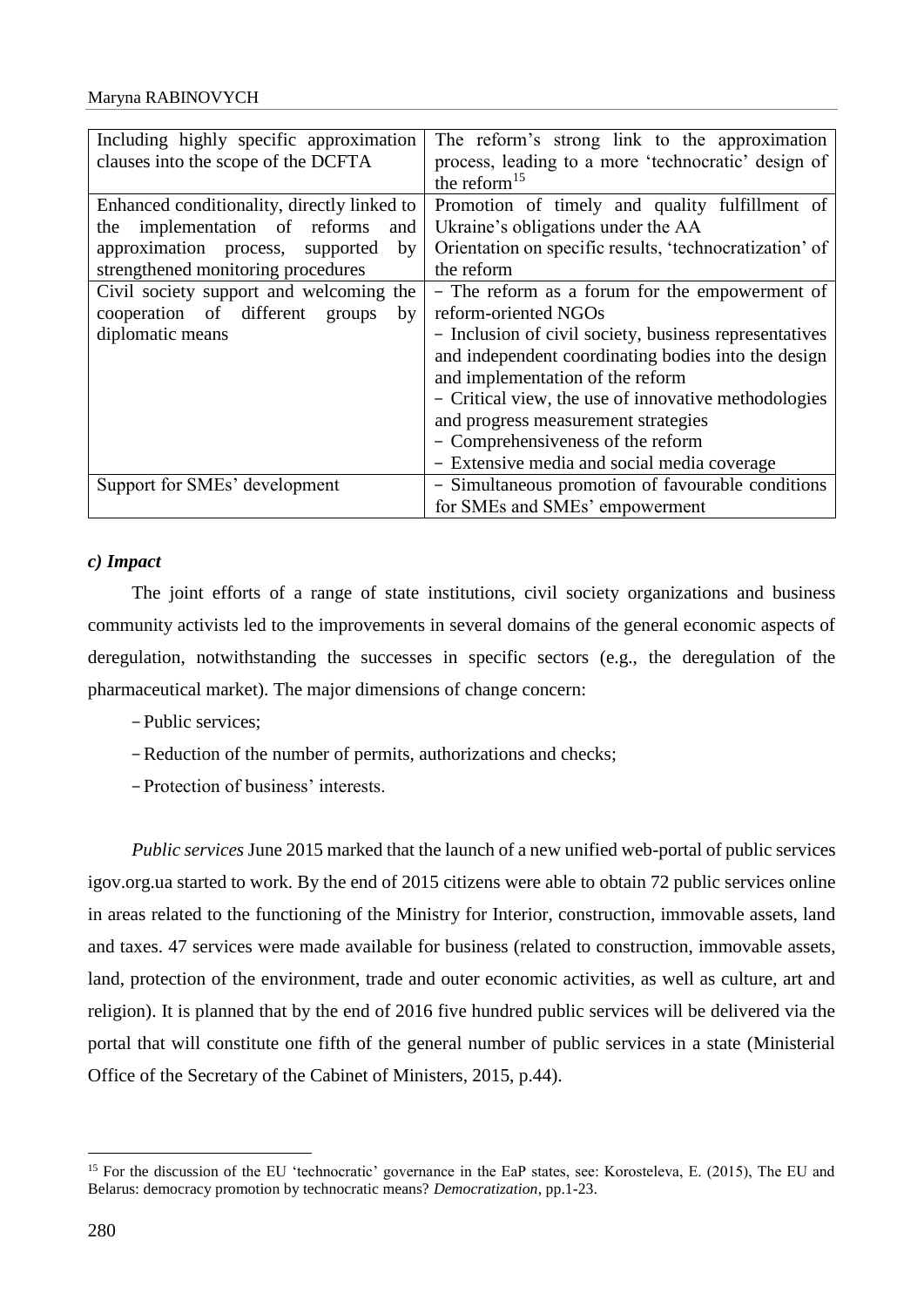| Including highly specific approximation clauses into the scope of the DCFTA | The reform's strong link to the approximation process, leading to a more 'technocratic' design of the reform[15] |
|---|---|
| Enhanced conditionality, directly linked to the implementation of reforms and approximation process, supported by strengthened monitoring procedures | Promotion of timely and quality fulfillment of Ukraine's obligations under the AA<br>Orientation on specific results, 'technocratization' of the reform |
| Civil society support and welcoming the cooperation of different groups by diplomatic means | − The reform as a forum for the empowerment of reform-oriented NGOs<br>− Inclusion of civil society, business representatives and independent coordinating bodies into the design and implementation of the reform<br>− Critical view, the use of innovative methodologies and progress measurement strategies<br>− Comprehensiveness of the reform<br>− Extensive media and social media coverage |
| Support for SMEs' development | − Simultaneous promotion of favourable conditions for SMEs and SMEs' empowerment |

### *c) Impact*

The joint efforts of a range of state institutions, civil society organizations and business community activists led to the improvements in several domains of the general economic aspects of deregulation, notwithstanding the successes in specific sectors (e.g., the deregulation of the pharmaceutical market). The major dimensions of change concern:

- Public services;
- Reduction of the number of permits, authorizations and checks;
- Protection of business' interests.

*Public services* June 2015 marked that the launch of a new unified web-portal of public services igov.org.ua started to work. By the end of 2015 citizens were able to obtain 72 public services online in areas related to the functioning of the Ministry for Interior, construction, immovable assets, land and taxes. 47 services were made available for business (related to construction, immovable assets, land, protection of the environment, trade and outer economic activities, as well as culture, art and religion). It is planned that by the end of 2016 five hundred public services will be delivered via the portal that will constitute one fifth of the general number of public services in a state (Ministerial Office of the Secretary of the Cabinet of Ministers, 2015, p.44).

[15] For the discussion of the EU 'technocratic' governance in the EaP states, see: Korosteleva, E. (2015), The EU and Belarus: democracy promotion by technocratic means? *Democratization*, pp.1-23.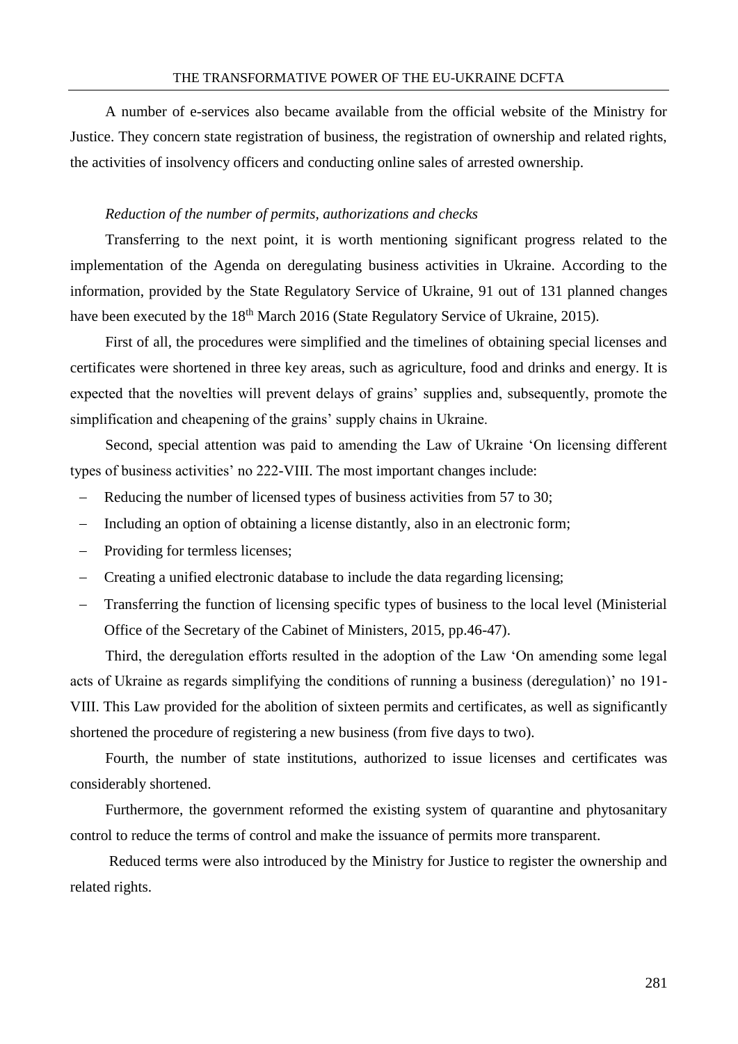A number of e-services also became available from the official website of the Ministry for Justice. They concern state registration of business, the registration of ownership and related rights, the activities of insolvency officers and conducting online sales of arrested ownership.

*Reduction of the number of permits, authorizations and checks*

Transferring to the next point, it is worth mentioning significant progress related to the implementation of the Agenda on deregulating business activities in Ukraine. According to the information, provided by the State Regulatory Service of Ukraine, 91 out of 131 planned changes have been executed by the 18th March 2016 (State Regulatory Service of Ukraine, 2015).

First of all, the procedures were simplified and the timelines of obtaining special licenses and certificates were shortened in three key areas, such as agriculture, food and drinks and energy. It is expected that the novelties will prevent delays of grains' supplies and, subsequently, promote the simplification and cheapening of the grains' supply chains in Ukraine.

Second, special attention was paid to amending the Law of Ukraine 'On licensing different types of business activities' no 222-VIII. The most important changes include:

- Reducing the number of licensed types of business activities from 57 to 30;
- Including an option of obtaining a license distantly, also in an electronic form;
- Providing for termless licenses;
- Creating a unified electronic database to include the data regarding licensing;
- Transferring the function of licensing specific types of business to the local level (Ministerial Office of the Secretary of the Cabinet of Ministers, 2015, pp.46-47).

Third, the deregulation efforts resulted in the adoption of the Law 'On amending some legal acts of Ukraine as regards simplifying the conditions of running a business (deregulation)' no 191-VIII. This Law provided for the abolition of sixteen permits and certificates, as well as significantly shortened the procedure of registering a new business (from five days to two).

Fourth, the number of state institutions, authorized to issue licenses and certificates was considerably shortened.

Furthermore, the government reformed the existing system of quarantine and phytosanitary control to reduce the terms of control and make the issuance of permits more transparent.

Reduced terms were also introduced by the Ministry for Justice to register the ownership and related rights.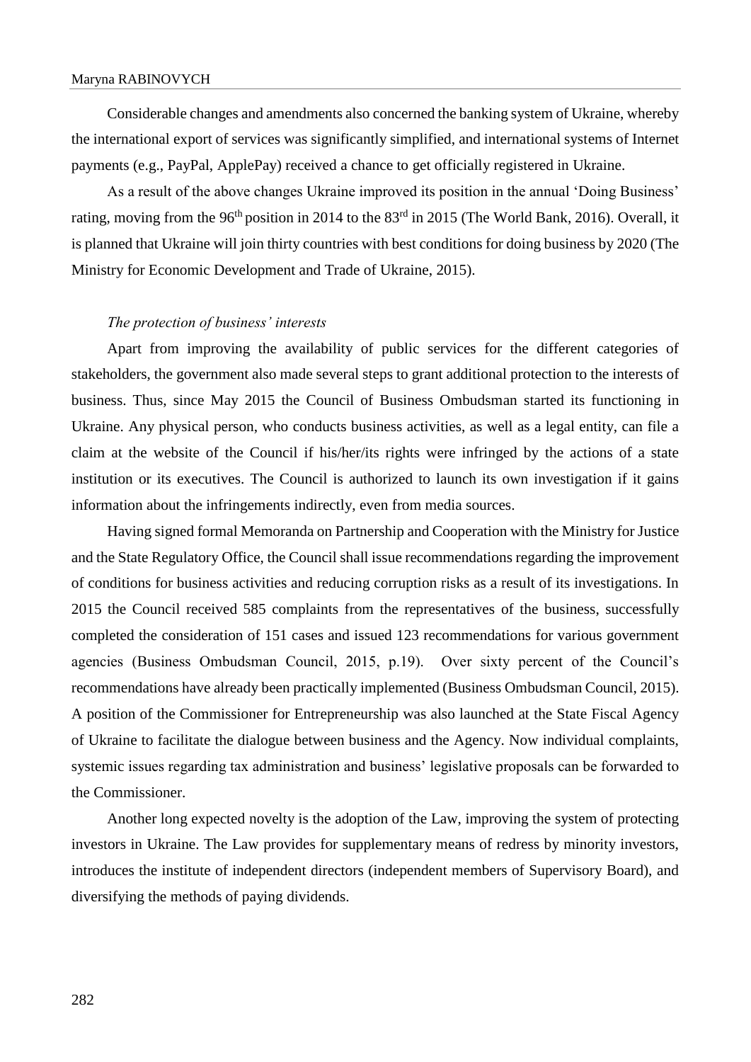Considerable changes and amendments also concerned the banking system of Ukraine, whereby the international export of services was significantly simplified, and international systems of Internet payments (e.g., PayPal, ApplePay) received a chance to get officially registered in Ukraine.

As a result of the above changes Ukraine improved its position in the annual 'Doing Business' rating, moving from the 96th position in 2014 to the 83rd in 2015 (The World Bank, 2016). Overall, it is planned that Ukraine will join thirty countries with best conditions for doing business by 2020 (The Ministry for Economic Development and Trade of Ukraine, 2015).

*The protection of business' interests*

Apart from improving the availability of public services for the different categories of stakeholders, the government also made several steps to grant additional protection to the interests of business. Thus, since May 2015 the Council of Business Ombudsman started its functioning in Ukraine. Any physical person, who conducts business activities, as well as a legal entity, can file a claim at the website of the Council if his/her/its rights were infringed by the actions of a state institution or its executives. The Council is authorized to launch its own investigation if it gains information about the infringements indirectly, even from media sources.

Having signed formal Memoranda on Partnership and Cooperation with the Ministry for Justice and the State Regulatory Office, the Council shall issue recommendations regarding the improvement of conditions for business activities and reducing corruption risks as a result of its investigations. In 2015 the Council received 585 complaints from the representatives of the business, successfully completed the consideration of 151 cases and issued 123 recommendations for various government agencies (Business Ombudsman Council, 2015, p.19). Over sixty percent of the Council's recommendations have already been practically implemented (Business Ombudsman Council, 2015). A position of the Commissioner for Entrepreneurship was also launched at the State Fiscal Agency of Ukraine to facilitate the dialogue between business and the Agency. Now individual complaints, systemic issues regarding tax administration and business' legislative proposals can be forwarded to the Commissioner.

Another long expected novelty is the adoption of the Law, improving the system of protecting investors in Ukraine. The Law provides for supplementary means of redress by minority investors, introduces the institute of independent directors (independent members of Supervisory Board), and diversifying the methods of paying dividends.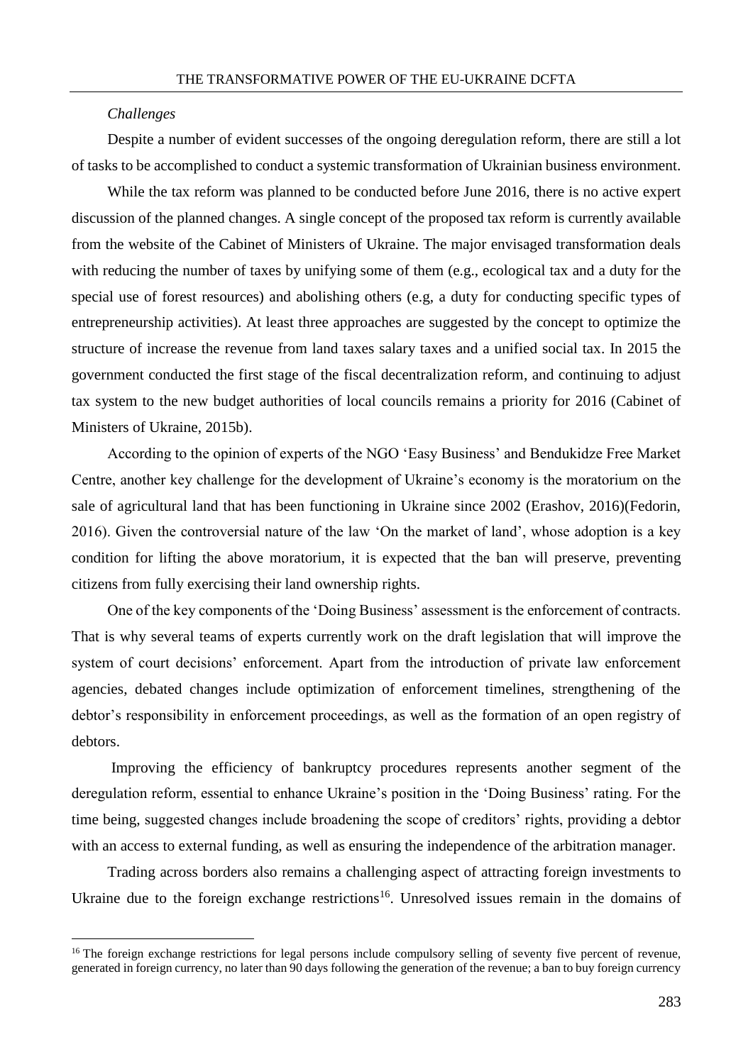*Challenges*

Despite a number of evident successes of the ongoing deregulation reform, there are still a lot of tasks to be accomplished to conduct a systemic transformation of Ukrainian business environment.

While the tax reform was planned to be conducted before June 2016, there is no active expert discussion of the planned changes. A single concept of the proposed tax reform is currently available from the website of the Cabinet of Ministers of Ukraine. The major envisaged transformation deals with reducing the number of taxes by unifying some of them (e.g., ecological tax and a duty for the special use of forest resources) and abolishing others (e.g, a duty for conducting specific types of entrepreneurship activities). At least three approaches are suggested by the concept to optimize the structure of increase the revenue from land taxes salary taxes and a unified social tax. In 2015 the government conducted the first stage of the fiscal decentralization reform, and continuing to adjust tax system to the new budget authorities of local councils remains a priority for 2016 (Cabinet of Ministers of Ukraine, 2015b).

According to the opinion of experts of the NGO 'Easy Business' and Bendukidze Free Market Centre, another key challenge for the development of Ukraine's economy is the moratorium on the sale of agricultural land that has been functioning in Ukraine since 2002 (Erashov, 2016)(Fedorin, 2016). Given the controversial nature of the law 'On the market of land', whose adoption is a key condition for lifting the above moratorium, it is expected that the ban will preserve, preventing citizens from fully exercising their land ownership rights.

One of the key components of the 'Doing Business' assessment is the enforcement of contracts. That is why several teams of experts currently work on the draft legislation that will improve the system of court decisions' enforcement. Apart from the introduction of private law enforcement agencies, debated changes include optimization of enforcement timelines, strengthening of the debtor's responsibility in enforcement proceedings, as well as the formation of an open registry of debtors.

Improving the efficiency of bankruptcy procedures represents another segment of the deregulation reform, essential to enhance Ukraine's position in the 'Doing Business' rating. For the time being, suggested changes include broadening the scope of creditors' rights, providing a debtor with an access to external funding, as well as ensuring the independence of the arbitration manager.

Trading across borders also remains a challenging aspect of attracting foreign investments to Ukraine due to the foreign exchange restrictions[16]. Unresolved issues remain in the domains of

---

[16] The foreign exchange restrictions for legal persons include compulsory selling of seventy five percent of revenue, generated in foreign currency, no later than 90 days following the generation of the revenue; a ban to buy foreign currency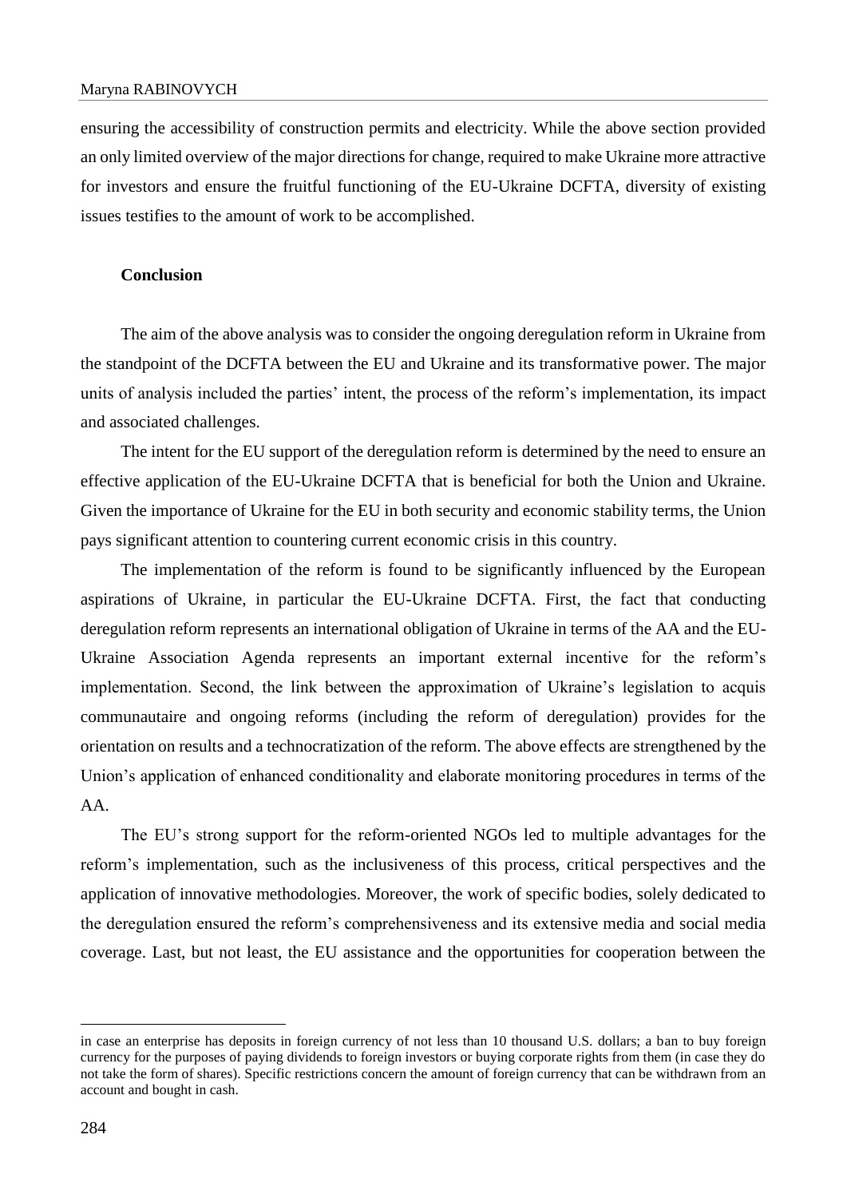ensuring the accessibility of construction permits and electricity. While the above section provided an only limited overview of the major directions for change, required to make Ukraine more attractive for investors and ensure the fruitful functioning of the EU-Ukraine DCFTA, diversity of existing issues testifies to the amount of work to be accomplished.

## Conclusion

The aim of the above analysis was to consider the ongoing deregulation reform in Ukraine from the standpoint of the DCFTA between the EU and Ukraine and its transformative power. The major units of analysis included the parties' intent, the process of the reform's implementation, its impact and associated challenges.

The intent for the EU support of the deregulation reform is determined by the need to ensure an effective application of the EU-Ukraine DCFTA that is beneficial for both the Union and Ukraine. Given the importance of Ukraine for the EU in both security and economic stability terms, the Union pays significant attention to countering current economic crisis in this country.

The implementation of the reform is found to be significantly influenced by the European aspirations of Ukraine, in particular the EU-Ukraine DCFTA. First, the fact that conducting deregulation reform represents an international obligation of Ukraine in terms of the AA and the EU-Ukraine Association Agenda represents an important external incentive for the reform's implementation. Second, the link between the approximation of Ukraine's legislation to acquis communautaire and ongoing reforms (including the reform of deregulation) provides for the orientation on results and a technocratization of the reform. The above effects are strengthened by the Union's application of enhanced conditionality and elaborate monitoring procedures in terms of the AA.

The EU's strong support for the reform-oriented NGOs led to multiple advantages for the reform's implementation, such as the inclusiveness of this process, critical perspectives and the application of innovative methodologies. Moreover, the work of specific bodies, solely dedicated to the deregulation ensured the reform's comprehensiveness and its extensive media and social media coverage. Last, but not least, the EU assistance and the opportunities for cooperation between the

---

in case an enterprise has deposits in foreign currency of not less than 10 thousand U.S. dollars; a ban to buy foreign currency for the purposes of paying dividends to foreign investors or buying corporate rights from them (in case they do not take the form of shares). Specific restrictions concern the amount of foreign currency that can be withdrawn from an account and bought in cash.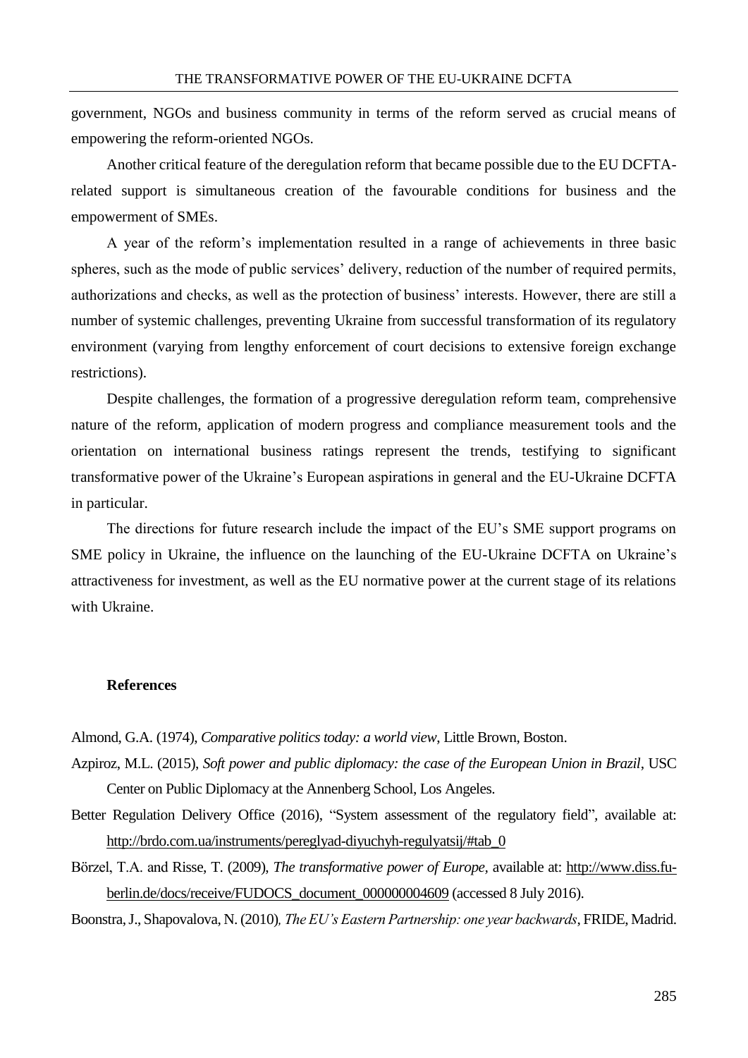government, NGOs and business community in terms of the reform served as crucial means of empowering the reform-oriented NGOs.

Another critical feature of the deregulation reform that became possible due to the EU DCFTA-related support is simultaneous creation of the favourable conditions for business and the empowerment of SMEs.

A year of the reform's implementation resulted in a range of achievements in three basic spheres, such as the mode of public services' delivery, reduction of the number of required permits, authorizations and checks, as well as the protection of business' interests. However, there are still a number of systemic challenges, preventing Ukraine from successful transformation of its regulatory environment (varying from lengthy enforcement of court decisions to extensive foreign exchange restrictions).

Despite challenges, the formation of a progressive deregulation reform team, comprehensive nature of the reform, application of modern progress and compliance measurement tools and the orientation on international business ratings represent the trends, testifying to significant transformative power of the Ukraine's European aspirations in general and the EU-Ukraine DCFTA in particular.

The directions for future research include the impact of the EU's SME support programs on SME policy in Ukraine, the influence on the launching of the EU-Ukraine DCFTA on Ukraine's attractiveness for investment, as well as the EU normative power at the current stage of its relations with Ukraine.

## References

Almond, G.A. (1974), *Comparative politics today: a world view*, Little Brown, Boston.

Azpiroz, M.L. (2015), *Soft power and public diplomacy: the case of the European Union in Brazil*, USC Center on Public Diplomacy at the Annenberg School, Los Angeles.

Better Regulation Delivery Office (2016), "System assessment of the regulatory field", available at: http://brdo.com.ua/instruments/pereglyad-diyuchyh-regulyatsij/#tab_0

Börzel, T.A. and Risse, T. (2009), *The transformative power of Europe*, available at: http://www.diss.fu-berlin.de/docs/receive/FUDOCS_document_000000004609 (accessed 8 July 2016).

Boonstra, J., Shapovalova, N. (2010), *The EU's Eastern Partnership: one year backwards*, FRIDE, Madrid.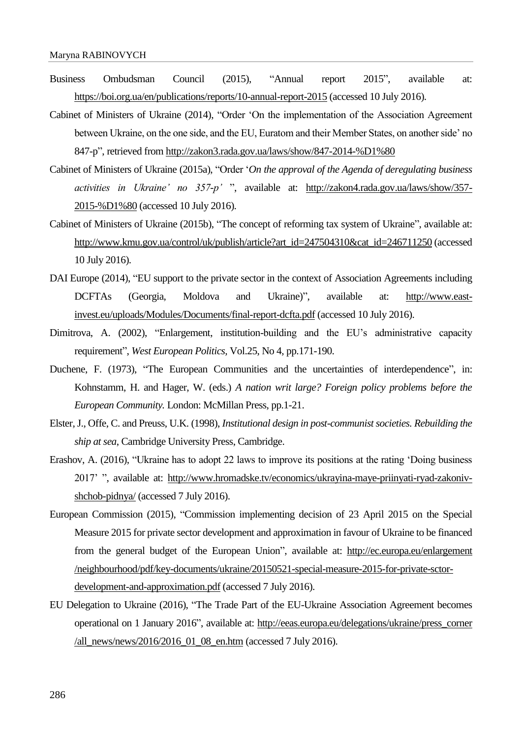Business Ombudsman Council (2015), "Annual report 2015", available at: https://boi.org.ua/en/publications/reports/10-annual-report-2015 (accessed 10 July 2016).

Cabinet of Ministers of Ukraine (2014), "Order 'On the implementation of the Association Agreement between Ukraine, on the one side, and the EU, Euratom and their Member States, on another side' no 847-p", retrieved from http://zakon3.rada.gov.ua/laws/show/847-2014-%D1%80

Cabinet of Ministers of Ukraine (2015a), "Order '*On the approval of the Agenda of deregulating business activities in Ukraine' no 357-p'* ", available at: http://zakon4.rada.gov.ua/laws/show/357-2015-%D1%80 (accessed 10 July 2016).

Cabinet of Ministers of Ukraine (2015b), "The concept of reforming tax system of Ukraine", available at: http://www.kmu.gov.ua/control/uk/publish/article?art_id=247504310&cat_id=246711250 (accessed 10 July 2016).

DAI Europe (2014), "EU support to the private sector in the context of Association Agreements including DCFTAs (Georgia, Moldova and Ukraine)", available at: http://www.east-invest.eu/uploads/Modules/Documents/final-report-dcfta.pdf (accessed 10 July 2016).

Dimitrova, A. (2002), "Enlargement, institution-building and the EU's administrative capacity requirement", *West European Politics,* Vol.25, No 4, pp.171-190.

Duchene, F. (1973), "The European Communities and the uncertainties of interdependence", in: Kohnstamm, H. and Hager, W. (eds.) *A nation writ large? Foreign policy problems before the European Community.* London: McMillan Press, pp.1-21.

Elster, J., Offe, C. and Preuss, U.K. (1998), *Institutional design in post-communist societies. Rebuilding the ship at sea*, Cambridge University Press, Cambridge.

Erashov, A. (2016), "Ukraine has to adopt 22 laws to improve its positions at the rating 'Doing business 2017' ", available at: http://www.hromadske.tv/economics/ukrayina-maye-priinyati-ryad-zakoniv-shchob-pidnya/ (accessed 7 July 2016).

European Commission (2015), "Commission implementing decision of 23 April 2015 on the Special Measure 2015 for private sector development and approximation in favour of Ukraine to be financed from the general budget of the European Union", available at: http://ec.europa.eu/enlargement/neighbourhood/pdf/key-documents/ukraine/20150521-special-measure-2015-for-private-sctor-development-and-approximation.pdf (accessed 7 July 2016).

EU Delegation to Ukraine (2016), "The Trade Part of the EU-Ukraine Association Agreement becomes operational on 1 January 2016", available at: http://eeas.europa.eu/delegations/ukraine/press_corner/all_news/news/2016/2016_01_08_en.htm (accessed 7 July 2016).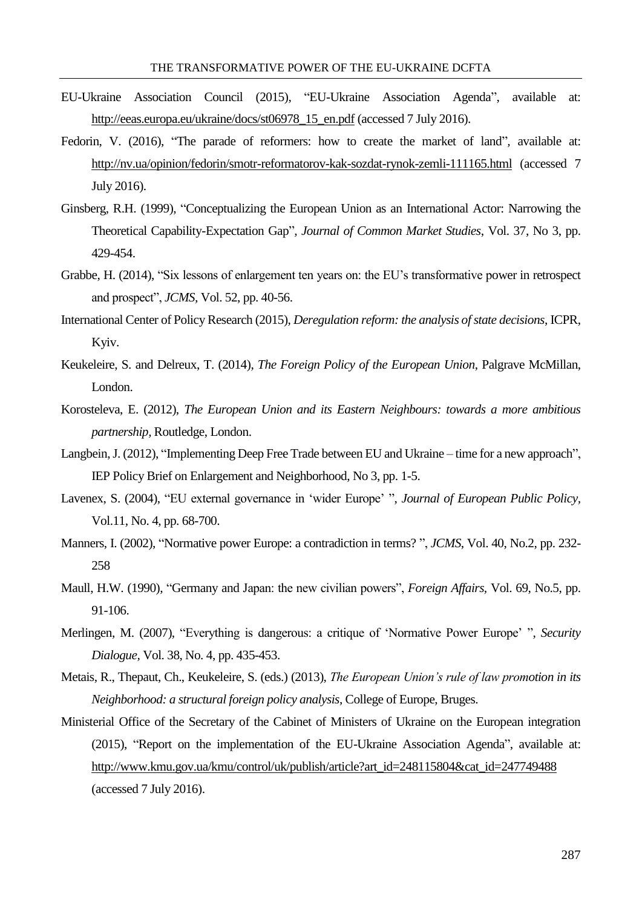EU-Ukraine Association Council (2015), "EU-Ukraine Association Agenda", available at: http://eeas.europa.eu/ukraine/docs/st06978_15_en.pdf (accessed 7 July 2016).

Fedorin, V. (2016), "The parade of reformers: how to create the market of land", available at: http://nv.ua/opinion/fedorin/smotr-reformatorov-kak-sozdat-rynok-zemli-111165.html (accessed 7 July 2016).

Ginsberg, R.H. (1999), "Conceptualizing the European Union as an International Actor: Narrowing the Theoretical Capability-Expectation Gap", *Journal of Common Market Studies*, Vol. 37, No 3, pp. 429-454.

Grabbe, H. (2014), "Six lessons of enlargement ten years on: the EU's transformative power in retrospect and prospect", *JCMS*, Vol. 52, pp. 40-56.

International Center of Policy Research (2015), *Deregulation reform: the analysis of state decisions*, ICPR, Kyiv.

Keukeleire, S. and Delreux, T. (2014), *The Foreign Policy of the European Union*, Palgrave McMillan, London.

Korosteleva, E. (2012), *The European Union and its Eastern Neighbours: towards a more ambitious partnership*, Routledge, London.

Langbein, J. (2012), "Implementing Deep Free Trade between EU and Ukraine – time for a new approach", IEP Policy Brief on Enlargement and Neighborhood, No 3, pp. 1-5.

Lavenex, S. (2004), "EU external governance in 'wider Europe' ", *Journal of European Public Policy*, Vol.11, No. 4, pp. 68-700.

Manners, I. (2002), "Normative power Europe: a contradiction in terms? ", *JCMS*, Vol. 40, No.2, pp. 232-258

Maull, H.W. (1990), "Germany and Japan: the new civilian powers", *Foreign Affairs*, Vol. 69, No.5, pp. 91-106.

Merlingen, M. (2007), "Everything is dangerous: a critique of 'Normative Power Europe' ", *Security Dialogue*, Vol. 38, No. 4, pp. 435-453.

Metais, R., Thepaut, Ch., Keukeleire, S. (eds.) (2013), *The European Union's rule of law promotion in its Neighborhood: a structural foreign policy analysis*, College of Europe, Bruges.

Ministerial Office of the Secretary of the Cabinet of Ministers of Ukraine on the European integration (2015), "Report on the implementation of the EU-Ukraine Association Agenda", available at: http://www.kmu.gov.ua/kmu/control/uk/publish/article?art_id=248115804&cat_id=247749488 (accessed 7 July 2016).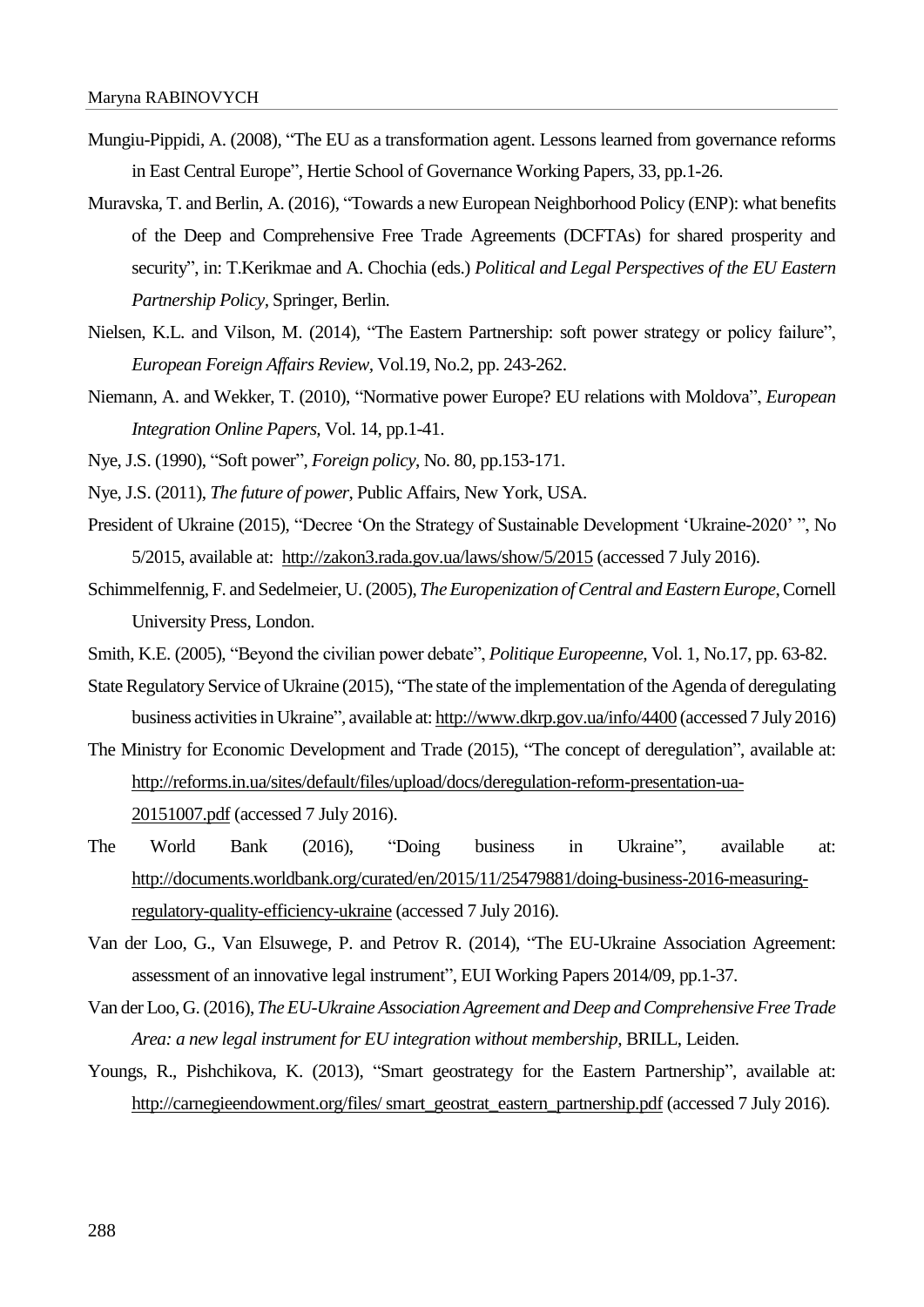Mungiu-Pippidi, A. (2008), "The EU as a transformation agent. Lessons learned from governance reforms in East Central Europe", Hertie School of Governance Working Papers, 33, pp.1-26.

Muravska, T. and Berlin, A. (2016), "Towards a new European Neighborhood Policy (ENP): what benefits of the Deep and Comprehensive Free Trade Agreements (DCFTAs) for shared prosperity and security", in: T.Kerikmae and A. Chochia (eds.) *Political and Legal Perspectives of the EU Eastern Partnership Policy*, Springer, Berlin.

Nielsen, K.L. and Vilson, M. (2014), "The Eastern Partnership: soft power strategy or policy failure", *European Foreign Affairs Review*, Vol.19, No.2, pp. 243-262.

Niemann, A. and Wekker, T. (2010), "Normative power Europe? EU relations with Moldova", *European Integration Online Papers*, Vol. 14, pp.1-41.

Nye, J.S. (1990), "Soft power", *Foreign policy*, No. 80, pp.153-171.

Nye, J.S. (2011), *The future of power*, Public Affairs, New York, USA.

President of Ukraine (2015), "Decree 'On the Strategy of Sustainable Development 'Ukraine-2020' ", No 5/2015, available at: http://zakon3.rada.gov.ua/laws/show/5/2015 (accessed 7 July 2016).

Schimmelfennig, F. and Sedelmeier, U. (2005), *The Europenization of Central and Eastern Europe*, Cornell University Press, London.

Smith, K.E. (2005), "Beyond the civilian power debate", *Politique Europeenne*, Vol. 1, No.17, pp. 63-82.

State Regulatory Service of Ukraine (2015), "The state of the implementation of the Agenda of deregulating business activities in Ukraine", available at: http://www.dkrp.gov.ua/info/4400 (accessed 7 July 2016)

The Ministry for Economic Development and Trade (2015), "The concept of deregulation", available at: http://reforms.in.ua/sites/default/files/upload/docs/deregulation-reform-presentation-ua-20151007.pdf (accessed 7 July 2016).

The World Bank (2016), "Doing business in Ukraine", available at: http://documents.worldbank.org/curated/en/2015/11/25479881/doing-business-2016-measuring-regulatory-quality-efficiency-ukraine (accessed 7 July 2016).

Van der Loo, G., Van Elsuwege, P. and Petrov R. (2014), "The EU-Ukraine Association Agreement: assessment of an innovative legal instrument", EUI Working Papers 2014/09, pp.1-37.

Van der Loo, G. (2016), *The EU-Ukraine Association Agreement and Deep and Comprehensive Free Trade Area: a new legal instrument for EU integration without membership*, BRILL, Leiden.

Youngs, R., Pishchikova, K. (2013), "Smart geostrategy for the Eastern Partnership", available at: http://carnegieendowment.org/files/ smart_geostrat_eastern_partnership.pdf (accessed 7 July 2016).